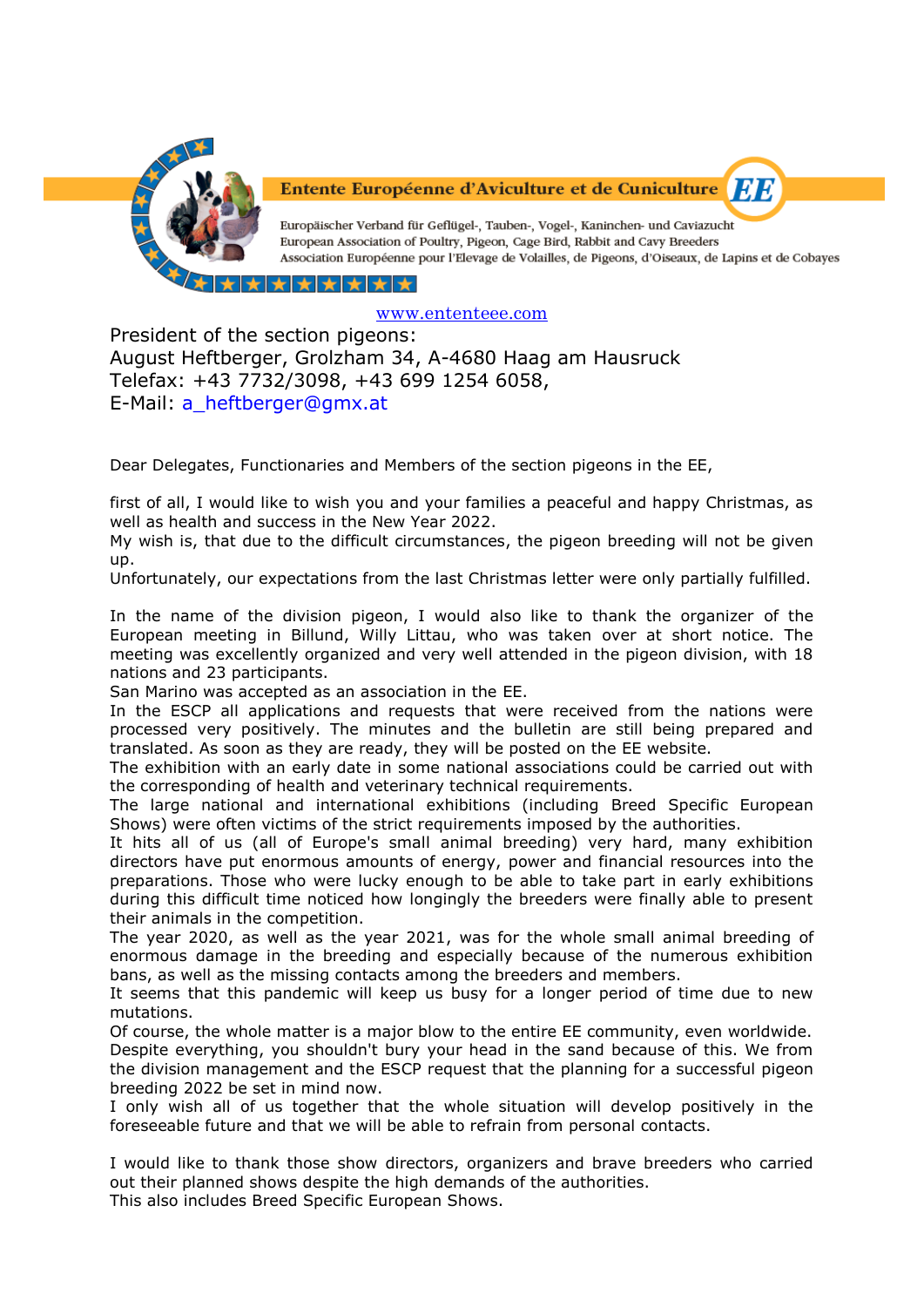**Entente Européenne d'Aviculture et de Cuniculture** **EE**

Europäischer Verband für Geflügel-, Tauben-, Vogel-, Kaninchen- und Caviazucht
European Association of Poultry, Pigeon, Cage Bird, Rabbit and Cavy Breeders
Association Européenne pour l'Elevage de Volailles, de Pigeons, d'Oiseaux, de Lapins et de Cobayes

www.ententeee.com

President of the section pigeons:
August Heftberger, Grolzham 34, A-4680 Haag am Hausruck
Telefax: +43 7732/3098, +43 699 1254 6058,
E-Mail: a_heftberger@gmx.at

Dear Delegates, Functionaries and Members of the section pigeons in the EE,

first of all, I would like to wish you and your families a peaceful and happy Christmas, as well as health and success in the New Year 2022.
My wish is, that due to the difficult circumstances, the pigeon breeding will not be given up.
Unfortunately, our expectations from the last Christmas letter were only partially fulfilled.

In the name of the division pigeon, I would also like to thank the organizer of the European meeting in Billund, Willy Littau, who was taken over at short notice. The meeting was excellently organized and very well attended in the pigeon division, with 18 nations and 23 participants.
San Marino was accepted as an association in the EE.
In the ESCP all applications and requests that were received from the nations were processed very positively. The minutes and the bulletin are still being prepared and translated. As soon as they are ready, they will be posted on the EE website.
The exhibition with an early date in some national associations could be carried out with the corresponding of health and veterinary technical requirements.
The large national and international exhibitions (including Breed Specific European Shows) were often victims of the strict requirements imposed by the authorities.
It hits all of us (all of Europe's small animal breeding) very hard, many exhibition directors have put enormous amounts of energy, power and financial resources into the preparations. Those who were lucky enough to be able to take part in early exhibitions during this difficult time noticed how longingly the breeders were finally able to present their animals in the competition.
The year 2020, as well as the year 2021, was for the whole small animal breeding of enormous damage in the breeding and especially because of the numerous exhibition bans, as well as the missing contacts among the breeders and members.
It seems that this pandemic will keep us busy for a longer period of time due to new mutations.
Of course, the whole matter is a major blow to the entire EE community, even worldwide. Despite everything, you shouldn't bury your head in the sand because of this. We from the division management and the ESCP request that the planning for a successful pigeon breeding 2022 be set in mind now.
I only wish all of us together that the whole situation will develop positively in the foreseeable future and that we will be able to refrain from personal contacts.

I would like to thank those show directors, organizers and brave breeders who carried out their planned shows despite the high demands of the authorities.
This also includes Breed Specific European Shows.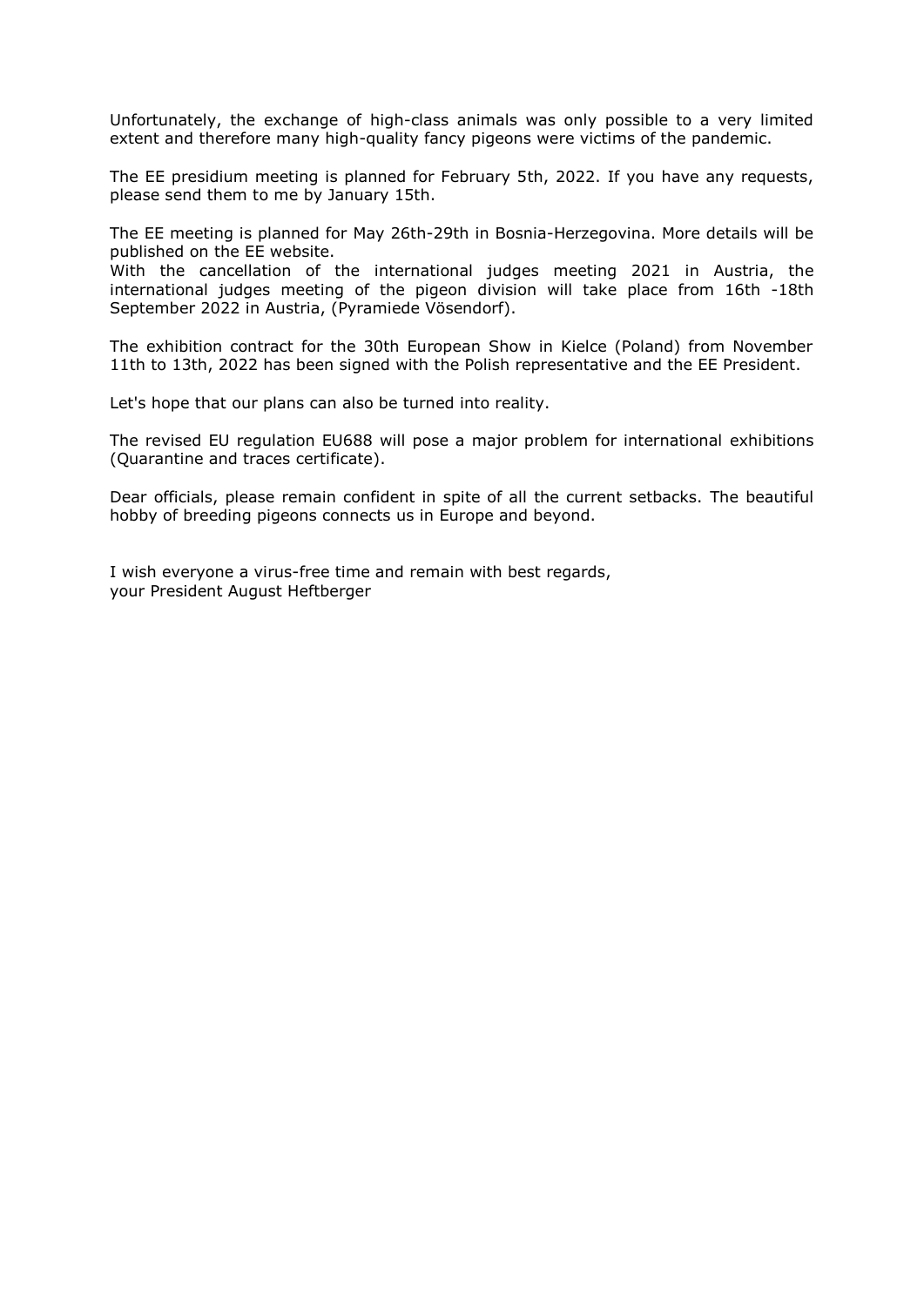Unfortunately, the exchange of high-class animals was only possible to a very limited extent and therefore many high-quality fancy pigeons were victims of the pandemic.

The EE presidium meeting is planned for February 5th, 2022. If you have any requests, please send them to me by January 15th.

The EE meeting is planned for May 26th-29th in Bosnia-Herzegovina. More details will be published on the EE website.
With the cancellation of the international judges meeting 2021 in Austria, the international judges meeting of the pigeon division will take place from 16th -18th September 2022 in Austria, (Pyramiede Vösendorf).

The exhibition contract for the 30th European Show in Kielce (Poland) from November 11th to 13th, 2022 has been signed with the Polish representative and the EE President.

Let's hope that our plans can also be turned into reality.

The revised EU regulation EU688 will pose a major problem for international exhibitions (Quarantine and traces certificate).

Dear officials, please remain confident in spite of all the current setbacks. The beautiful hobby of breeding pigeons connects us in Europe and beyond.

I wish everyone a virus-free time and remain with best regards,
your President August Heftberger